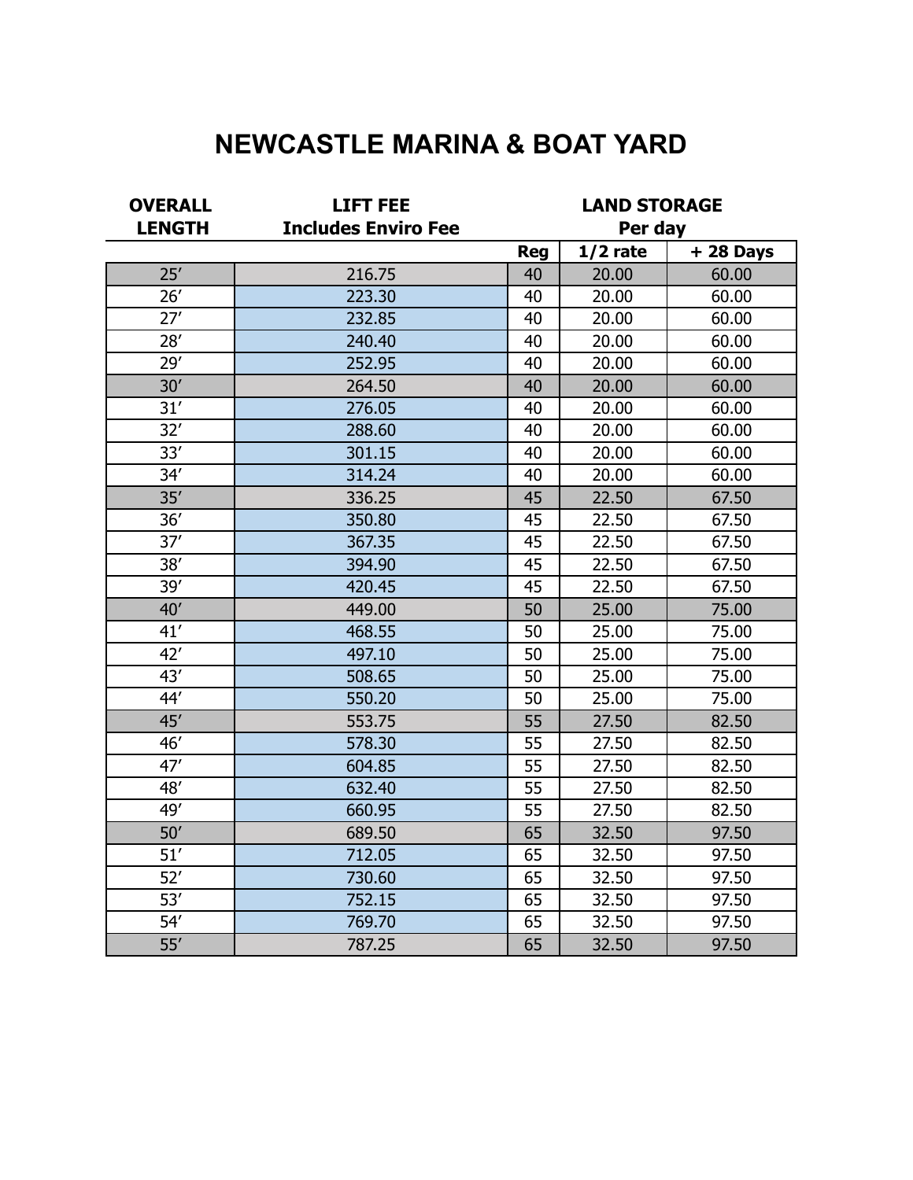# NEWCASTLE MARINA & BOAT YARD

| OVERALL LENGTH | LIFT FEE Includes Enviro Fee | LAND STORAGE Per day | | |
|---|---|---|---|---|
| | | Reg | 1/2 rate | + 28 Days |
| 25′ | 216.75 | 40 | 20.00 | 60.00 |
| 26′ | 223.30 | 40 | 20.00 | 60.00 |
| 27′ | 232.85 | 40 | 20.00 | 60.00 |
| 28′ | 240.40 | 40 | 20.00 | 60.00 |
| 29′ | 252.95 | 40 | 20.00 | 60.00 |
| 30′ | 264.50 | 40 | 20.00 | 60.00 |
| 31′ | 276.05 | 40 | 20.00 | 60.00 |
| 32′ | 288.60 | 40 | 20.00 | 60.00 |
| 33′ | 301.15 | 40 | 20.00 | 60.00 |
| 34′ | 314.24 | 40 | 20.00 | 60.00 |
| 35′ | 336.25 | 45 | 22.50 | 67.50 |
| 36′ | 350.80 | 45 | 22.50 | 67.50 |
| 37′ | 367.35 | 45 | 22.50 | 67.50 |
| 38′ | 394.90 | 45 | 22.50 | 67.50 |
| 39′ | 420.45 | 45 | 22.50 | 67.50 |
| 40′ | 449.00 | 50 | 25.00 | 75.00 |
| 41′ | 468.55 | 50 | 25.00 | 75.00 |
| 42′ | 497.10 | 50 | 25.00 | 75.00 |
| 43′ | 508.65 | 50 | 25.00 | 75.00 |
| 44′ | 550.20 | 50 | 25.00 | 75.00 |
| 45′ | 553.75 | 55 | 27.50 | 82.50 |
| 46′ | 578.30 | 55 | 27.50 | 82.50 |
| 47′ | 604.85 | 55 | 27.50 | 82.50 |
| 48′ | 632.40 | 55 | 27.50 | 82.50 |
| 49′ | 660.95 | 55 | 27.50 | 82.50 |
| 50′ | 689.50 | 65 | 32.50 | 97.50 |
| 51′ | 712.05 | 65 | 32.50 | 97.50 |
| 52′ | 730.60 | 65 | 32.50 | 97.50 |
| 53′ | 752.15 | 65 | 32.50 | 97.50 |
| 54′ | 769.70 | 65 | 32.50 | 97.50 |
| 55′ | 787.25 | 65 | 32.50 | 97.50 |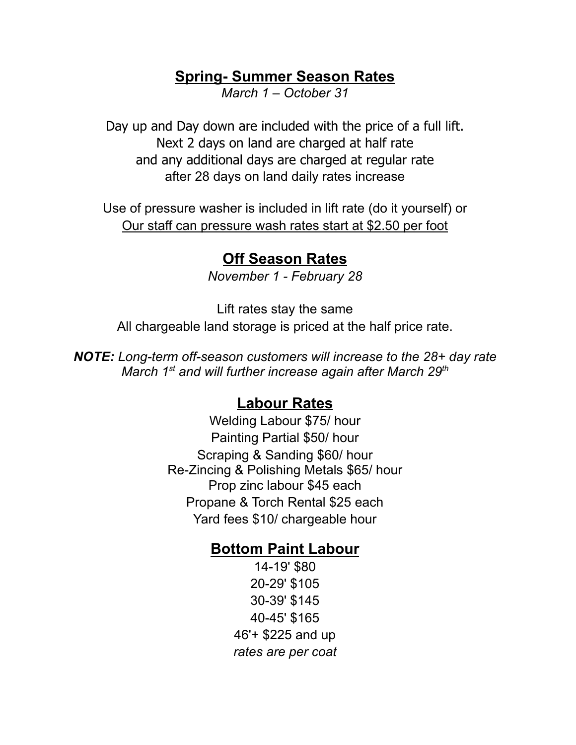## Spring- Summer Season Rates

*March 1 – October 31*

Day up and Day down are included with the price of a full lift.
Next 2 days on land are charged at half rate
and any additional days are charged at regular rate
after 28 days on land daily rates increase

Use of pressure washer is included in lift rate (do it yourself) or
Our staff can pressure wash rates start at $2.50 per foot

## Off Season Rates

*November 1 - February 28*

Lift rates stay the same
All chargeable land storage is priced at the half price rate.

***NOTE:*** *Long-term off-season customers will increase to the 28+ day rate March 1st and will further increase again after March 29th*

## Labour Rates

Welding Labour $75/ hour
Painting Partial $50/ hour
Scraping & Sanding $60/ hour
Re-Zincing & Polishing Metals $65/ hour
Prop zinc labour $45 each
Propane & Torch Rental $25 each
Yard fees $10/ chargeable hour

## Bottom Paint Labour

14-19' $80
20-29' $105
30-39' $145
40-45' $165
46'+ $225 and up
*rates are per coat*